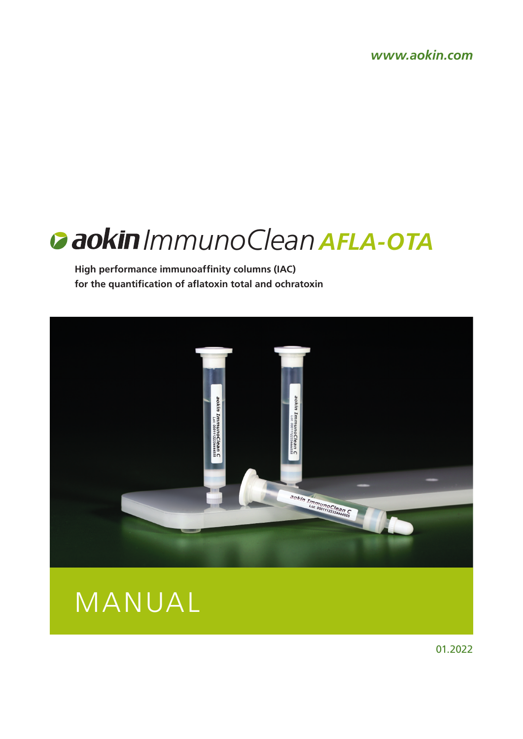*www.aokin.com*

# aokin *ImmunoClean* ***AFLA-OTA***

**High performance immunoaffinity columns (IAC)**
**for the quantification of aflatoxin total and ochratoxin**

# MANUAL

01.2022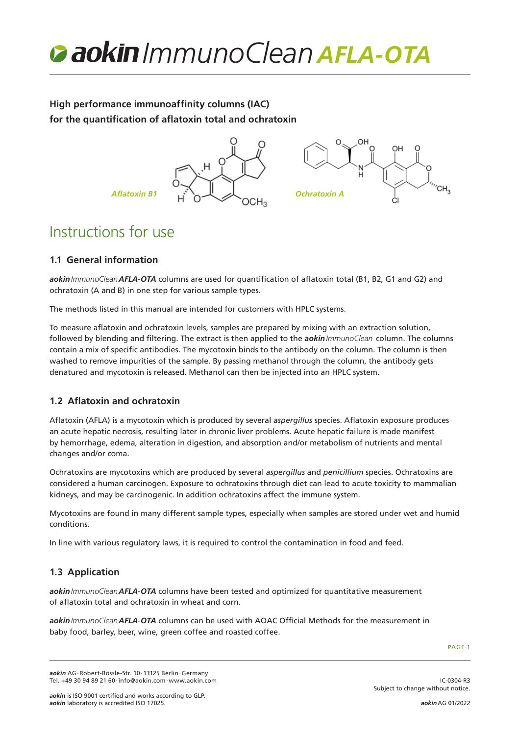# aokin ImmunoClean AFLA-OTA

**High performance immunoaffinity columns (IAC)**
**for the quantification of aflatoxin total and ochratoxin**

*Aflatoxin B1* *Ochratoxin A*

## Instructions for use

### 1.1 General information

***aokin*** *ImmunoClean* ***AFLA-OTA*** columns are used for quantification of aflatoxin total (B1, B2, G1 and G2) and ochratoxin (A and B) in one step for various sample types.

The methods listed in this manual are intended for customers with HPLC systems.

To measure aflatoxin and ochratoxin levels, samples are prepared by mixing with an extraction solution, followed by blending and filtering. The extract is then applied to the ***aokin*** *ImmunoClean* column. The columns contain a mix of specific antibodies. The mycotoxin binds to the antibody on the column. The column is then washed to remove impurities of the sample. By passing methanol through the column, the antibody gets denatured and mycotoxin is released. Methanol can then be injected into an HPLC system.

### 1.2 Aflatoxin and ochratoxin

Aflatoxin (AFLA) is a mycotoxin which is produced by several *aspergillus* species. Aflatoxin exposure produces an acute hepatic necrosis, resulting later in chronic liver problems. Acute hepatic failure is made manifest by hemorrhage, edema, alteration in digestion, and absorption and/or metabolism of nutrients and mental changes and/or coma.

Ochratoxins are mycotoxins which are produced by several *aspergillus* and *penicillium* species. Ochratoxins are considered a human carcinogen. Exposure to ochratoxins through diet can lead to acute toxicity to mammalian kidneys, and may be carcinogenic. In addition ochratoxins affect the immune system.

Mycotoxins are found in many different sample types, especially when samples are stored under wet and humid conditions.

In line with various regulatory laws, it is required to control the contamination in food and feed.

### 1.3 Application

***aokin*** *ImmunoClean* ***AFLA-OTA*** columns have been tested and optimized for quantitative measurement of aflatoxin total and ochratoxin in wheat and corn.

***aokin*** *ImmunoClean* ***AFLA-OTA*** columns can be used with AOAC Official Methods for the measurement in baby food, barley, beer, wine, green coffee and roasted coffee.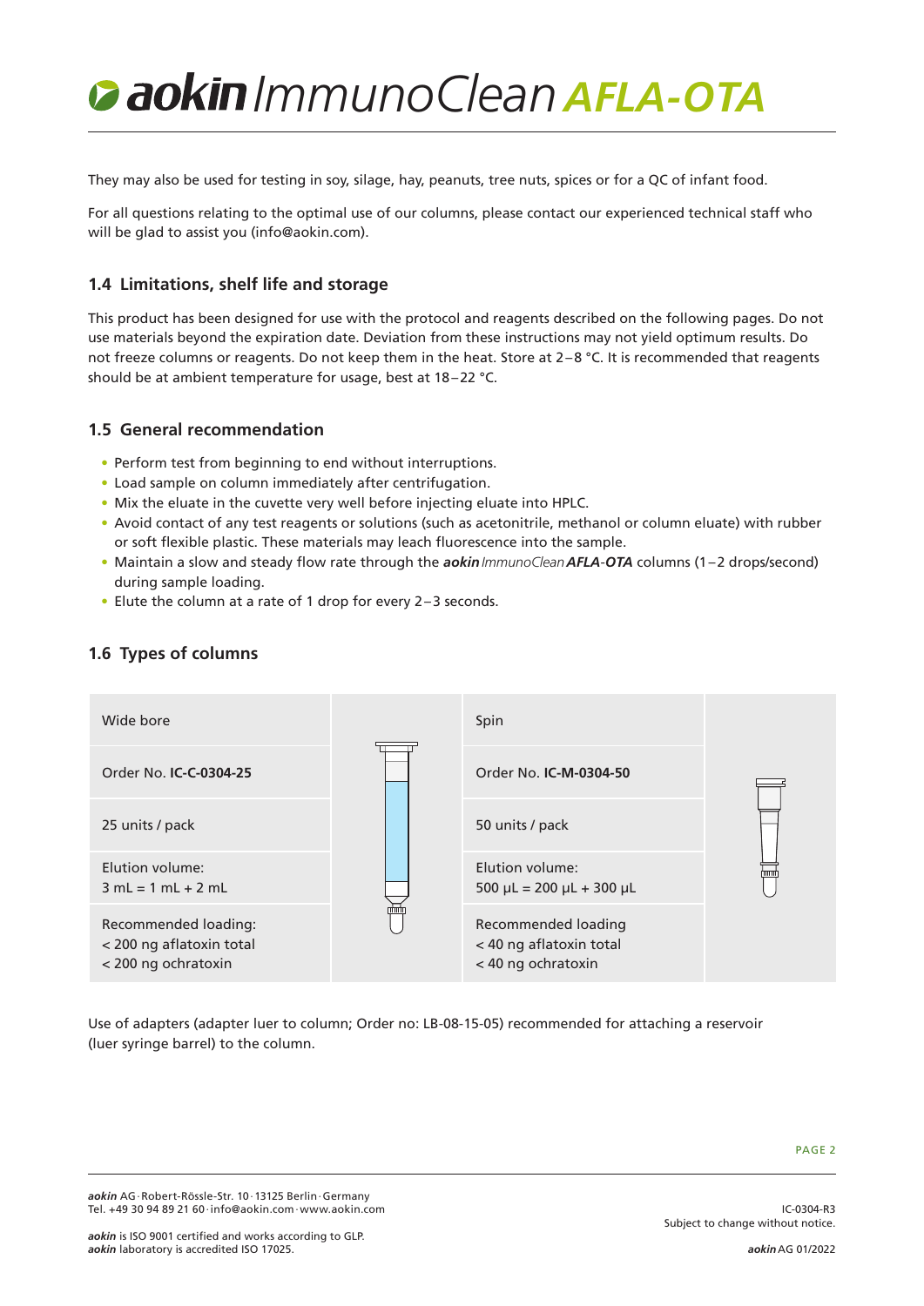They may also be used for testing in soy, silage, hay, peanuts, tree nuts, spices or for a QC of infant food.

For all questions relating to the optimal use of our columns, please contact our experienced technical staff who will be glad to assist you (info@aokin.com).

## 1.4 Limitations, shelf life and storage

This product has been designed for use with the protocol and reagents described on the following pages. Do not use materials beyond the expiration date. Deviation from these instructions may not yield optimum results. Do not freeze columns or reagents. Do not keep them in the heat. Store at 2–8 °C. It is recommended that reagents should be at ambient temperature for usage, best at 18–22 °C.

## 1.5 General recommendation

- Perform test from beginning to end without interruptions.
- Load sample on column immediately after centrifugation.
- Mix the eluate in the cuvette very well before injecting eluate into HPLC.
- Avoid contact of any test reagents or solutions (such as acetonitrile, methanol or column eluate) with rubber or soft flexible plastic. These materials may leach fluorescence into the sample.
- Maintain a slow and steady flow rate through the ***aokin*** *ImmunoClean* ***AFLA-OTA*** columns (1–2 drops/second) during sample loading.
- Elute the column at a rate of 1 drop for every 2–3 seconds.

## 1.6 Types of columns

| Wide bore | Spin |
|---|---|
| Order No. **IC-C-0304-25** | Order No. **IC-M-0304-50** |
| 25 units / pack | 50 units / pack |
| Elution volume: 3 mL = 1 mL + 2 mL | Elution volume: 500 µL = 200 µL + 300 µL |
| Recommended loading: < 200 ng aflatoxin total < 200 ng ochratoxin | Recommended loading < 40 ng aflatoxin total < 40 ng ochratoxin |

Use of adapters (adapter luer to column; Order no: LB-08-15-05) recommended for attaching a reservoir (luer syringe barrel) to the column.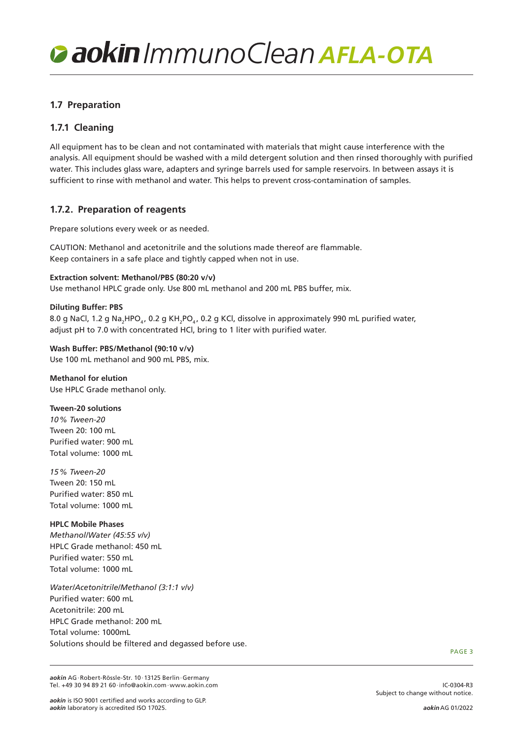## 1.7 Preparation

### 1.7.1 Cleaning

All equipment has to be clean and not contaminated with materials that might cause interference with the analysis. All equipment should be washed with a mild detergent solution and then rinsed thoroughly with purified water. This includes glass ware, adapters and syringe barrels used for sample reservoirs. In between assays it is sufficient to rinse with methanol and water. This helps to prevent cross-contamination of samples.

### 1.7.2. Preparation of reagents

Prepare solutions every week or as needed.

CAUTION: Methanol and acetonitrile and the solutions made thereof are flammable.
Keep containers in a safe place and tightly capped when not in use.

**Extraction solvent: Methanol/PBS (80:20 v/v)**
Use methanol HPLC grade only. Use 800 mL methanol and 200 mL PBS buffer, mix.

**Diluting Buffer: PBS**
8.0 g NaCl, 1.2 g $Na_2HPO_4$, 0.2 g $KH_2PO_4$, 0.2 g KCl, dissolve in approximately 990 mL purified water, adjust pH to 7.0 with concentrated HCl, bring to 1 liter with purified water.

**Wash Buffer: PBS/Methanol (90:10 v/v)**
Use 100 mL methanol and 900 mL PBS, mix.

**Methanol for elution**
Use HPLC Grade methanol only.

**Tween-20 solutions**
*10% Tween-20*
Tween 20: 100 mL
Purified water: 900 mL
Total volume: 1000 mL

*15% Tween-20*
Tween 20: 150 mL
Purified water: 850 mL
Total volume: 1000 mL

**HPLC Mobile Phases**
*Methanol/Water (45:55 v/v)*
HPLC Grade methanol: 450 mL
Purified water: 550 mL
Total volume: 1000 mL

*Water/Acetonitrile/Methanol (3:1:1 v/v)*
Purified water: 600 mL
Acetonitrile: 200 mL
HPLC Grade methanol: 200 mL
Total volume: 1000mL
Solutions should be filtered and degassed before use.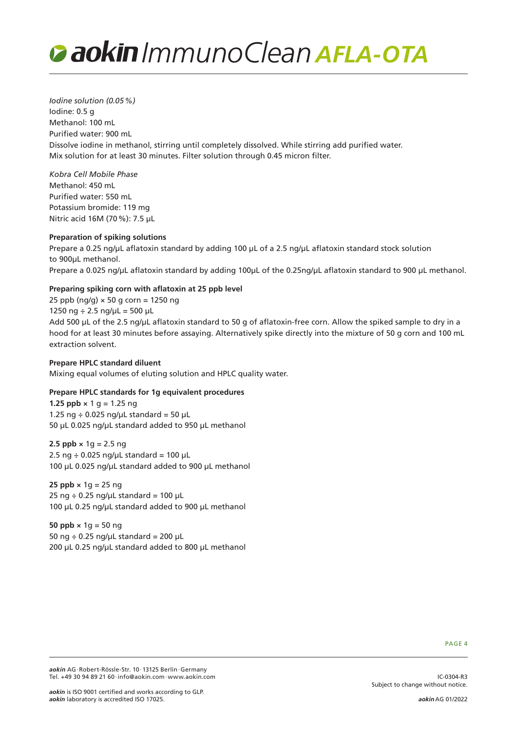*Iodine solution (0.05 %)*
Iodine: 0.5 g
Methanol: 100 mL
Purified water: 900 mL
Dissolve iodine in methanol, stirring until completely dissolved. While stirring add purified water.
Mix solution for at least 30 minutes. Filter solution through 0.45 micron filter.

*Kobra Cell Mobile Phase*
Methanol: 450 mL
Purified water: 550 mL
Potassium bromide: 119 mg
Nitric acid 16M (70 %): 7.5 µL

**Preparation of spiking solutions**

Prepare a 0.25 ng/µL aflatoxin standard by adding 100 µL of a 2.5 ng/µL aflatoxin standard stock solution to 900µL methanol.
Prepare a 0.025 ng/µL aflatoxin standard by adding 100µL of the 0.25ng/µL aflatoxin standard to 900 µL methanol.

**Preparing spiking corn with aflatoxin at 25 ppb level**

25 ppb (ng/g) × 50 g corn = 1250 ng
1250 ng ÷ 2.5 ng/µL = 500 µL
Add 500 µL of the 2.5 ng/µL aflatoxin standard to 50 g of aflatoxin-free corn. Allow the spiked sample to dry in a hood for at least 30 minutes before assaying. Alternatively spike directly into the mixture of 50 g corn and 100 mL extraction solvent.

**Prepare HPLC standard diluent**

Mixing equal volumes of eluting solution and HPLC quality water.

**Prepare HPLC standards for 1g equivalent procedures**

**1.25 ppb** × 1 g = 1.25 ng
1.25 ng ÷ 0.025 ng/µL standard = 50 µL
50 µL 0.025 ng/µL standard added to 950 µL methanol

**2.5 ppb** × 1g = 2.5 ng
2.5 ng ÷ 0.025 ng/µL standard = 100 µL
100 µL 0.025 ng/µL standard added to 900 µL methanol

**25 ppb** × 1g = 25 ng
25 ng ÷ 0.25 ng/µL standard = 100 µL
100 µL 0.25 ng/µL standard added to 900 µL methanol

**50 ppb** × 1g = 50 ng
50 ng ÷ 0.25 ng/µL standard = 200 µL
200 µL 0.25 ng/µL standard added to 800 µL methanol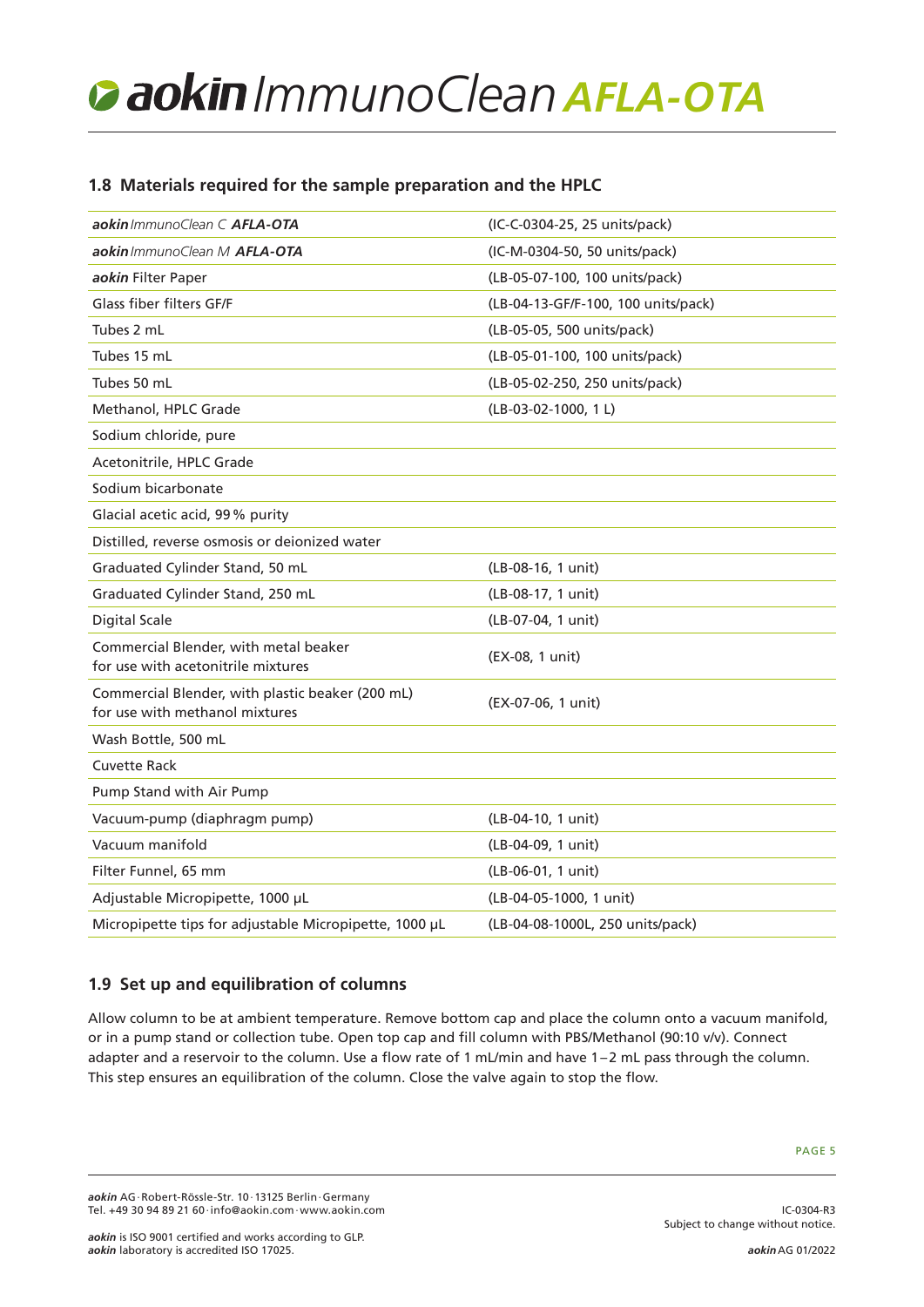## 1.8 Materials required for the sample preparation and the HPLC

| | |
|---|---|
| ***aokin*** *ImmunoClean C* ***AFLA-OTA*** | (IC-C-0304-25, 25 units/pack) |
| ***aokin*** *ImmunoClean M* ***AFLA-OTA*** | (IC-M-0304-50, 50 units/pack) |
| ***aokin*** Filter Paper | (LB-05-07-100, 100 units/pack) |
| Glass fiber filters GF/F | (LB-04-13-GF/F-100, 100 units/pack) |
| Tubes 2 mL | (LB-05-05, 500 units/pack) |
| Tubes 15 mL | (LB-05-01-100, 100 units/pack) |
| Tubes 50 mL | (LB-05-02-250, 250 units/pack) |
| Methanol, HPLC Grade | (LB-03-02-1000, 1 L) |
| Sodium chloride, pure | |
| Acetonitrile, HPLC Grade | |
| Sodium bicarbonate | |
| Glacial acetic acid, 99 % purity | |
| Distilled, reverse osmosis or deionized water | |
| Graduated Cylinder Stand, 50 mL | (LB-08-16, 1 unit) |
| Graduated Cylinder Stand, 250 mL | (LB-08-17, 1 unit) |
| Digital Scale | (LB-07-04, 1 unit) |
| Commercial Blender, with metal beaker for use with acetonitrile mixtures | (EX-08, 1 unit) |
| Commercial Blender, with plastic beaker (200 mL) for use with methanol mixtures | (EX-07-06, 1 unit) |
| Wash Bottle, 500 mL | |
| Cuvette Rack | |
| Pump Stand with Air Pump | |
| Vacuum-pump (diaphragm pump) | (LB-04-10, 1 unit) |
| Vacuum manifold | (LB-04-09, 1 unit) |
| Filter Funnel, 65 mm | (LB-06-01, 1 unit) |
| Adjustable Micropipette, 1000 µL | (LB-04-05-1000, 1 unit) |
| Micropipette tips for adjustable Micropipette, 1000 µL | (LB-04-08-1000L, 250 units/pack) |

## 1.9 Set up and equilibration of columns

Allow column to be at ambient temperature. Remove bottom cap and place the column onto a vacuum manifold, or in a pump stand or collection tube. Open top cap and fill column with PBS/Methanol (90:10 v/v). Connect adapter and a reservoir to the column. Use a flow rate of 1 mL/min and have 1–2 mL pass through the column. This step ensures an equilibration of the column. Close the valve again to stop the flow.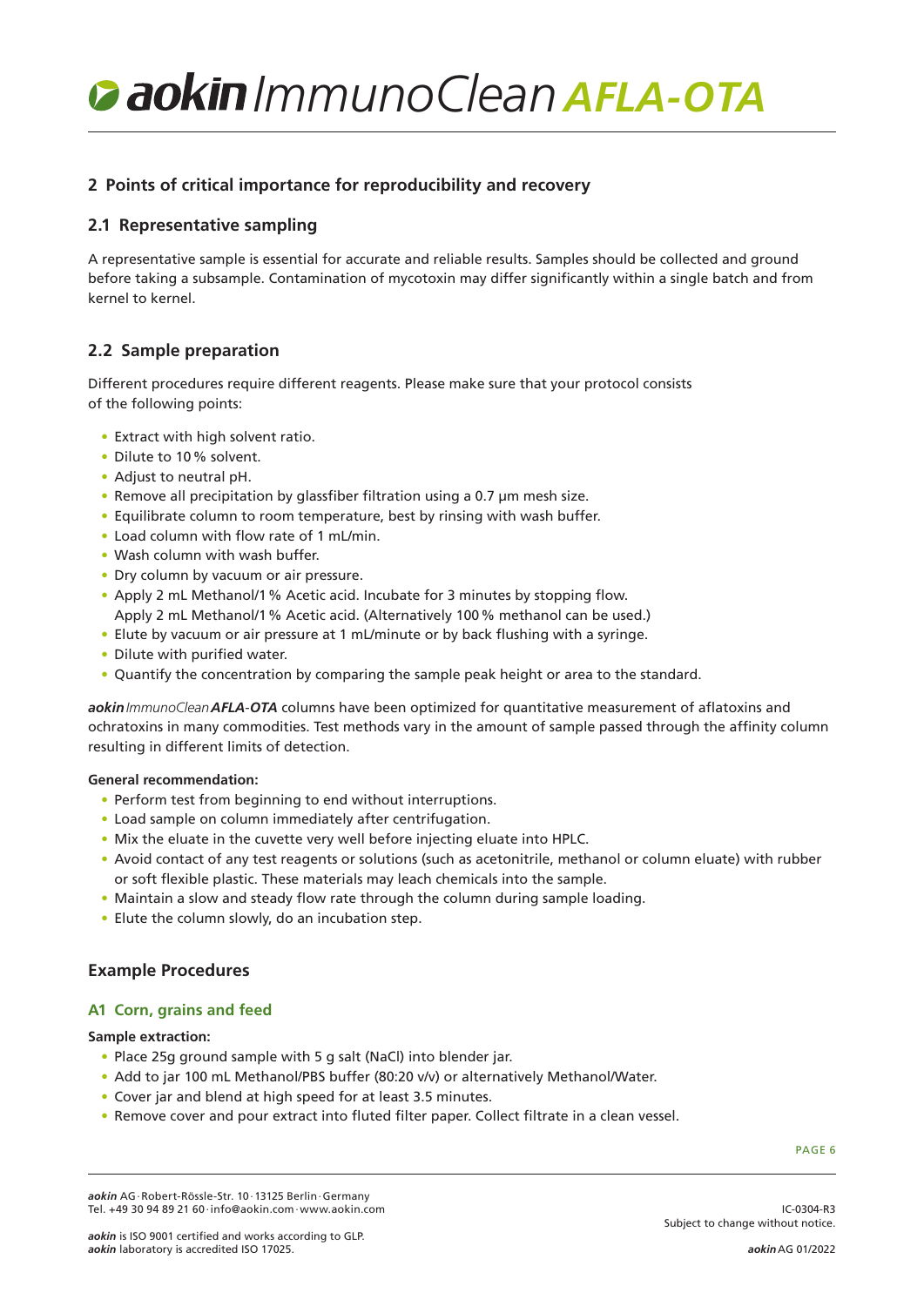## 2 Points of critical importance for reproducibility and recovery

### 2.1 Representative sampling

A representative sample is essential for accurate and reliable results. Samples should be collected and ground before taking a subsample. Contamination of mycotoxin may differ significantly within a single batch and from kernel to kernel.

### 2.2 Sample preparation

Different procedures require different reagents. Please make sure that your protocol consists of the following points:

- Extract with high solvent ratio.
- Dilute to 10 % solvent.
- Adjust to neutral pH.
- Remove all precipitation by glassfiber filtration using a 0.7 µm mesh size.
- Equilibrate column to room temperature, best by rinsing with wash buffer.
- Load column with flow rate of 1 mL/min.
- Wash column with wash buffer.
- Dry column by vacuum or air pressure.
- Apply 2 mL Methanol/1 % Acetic acid. Incubate for 3 minutes by stopping flow.
  Apply 2 mL Methanol/1 % Acetic acid. (Alternatively 100 % methanol can be used.)
- Elute by vacuum or air pressure at 1 mL/minute or by back flushing with a syringe.
- Dilute with purified water.
- Quantify the concentration by comparing the sample peak height or area to the standard.

***aokin*** *ImmunoClean* ***AFLA-OTA*** columns have been optimized for quantitative measurement of aflatoxins and ochratoxins in many commodities. Test methods vary in the amount of sample passed through the affinity column resulting in different limits of detection.

**General recommendation:**

- Perform test from beginning to end without interruptions.
- Load sample on column immediately after centrifugation.
- Mix the eluate in the cuvette very well before injecting eluate into HPLC.
- Avoid contact of any test reagents or solutions (such as acetonitrile, methanol or column eluate) with rubber or soft flexible plastic. These materials may leach chemicals into the sample.
- Maintain a slow and steady flow rate through the column during sample loading.
- Elute the column slowly, do an incubation step.

## Example Procedures

### A1 Corn, grains and feed

**Sample extraction:**

- Place 25g ground sample with 5 g salt (NaCl) into blender jar.
- Add to jar 100 mL Methanol/PBS buffer (80:20 v/v) or alternatively Methanol/Water.
- Cover jar and blend at high speed for at least 3.5 minutes.
- Remove cover and pour extract into fluted filter paper. Collect filtrate in a clean vessel.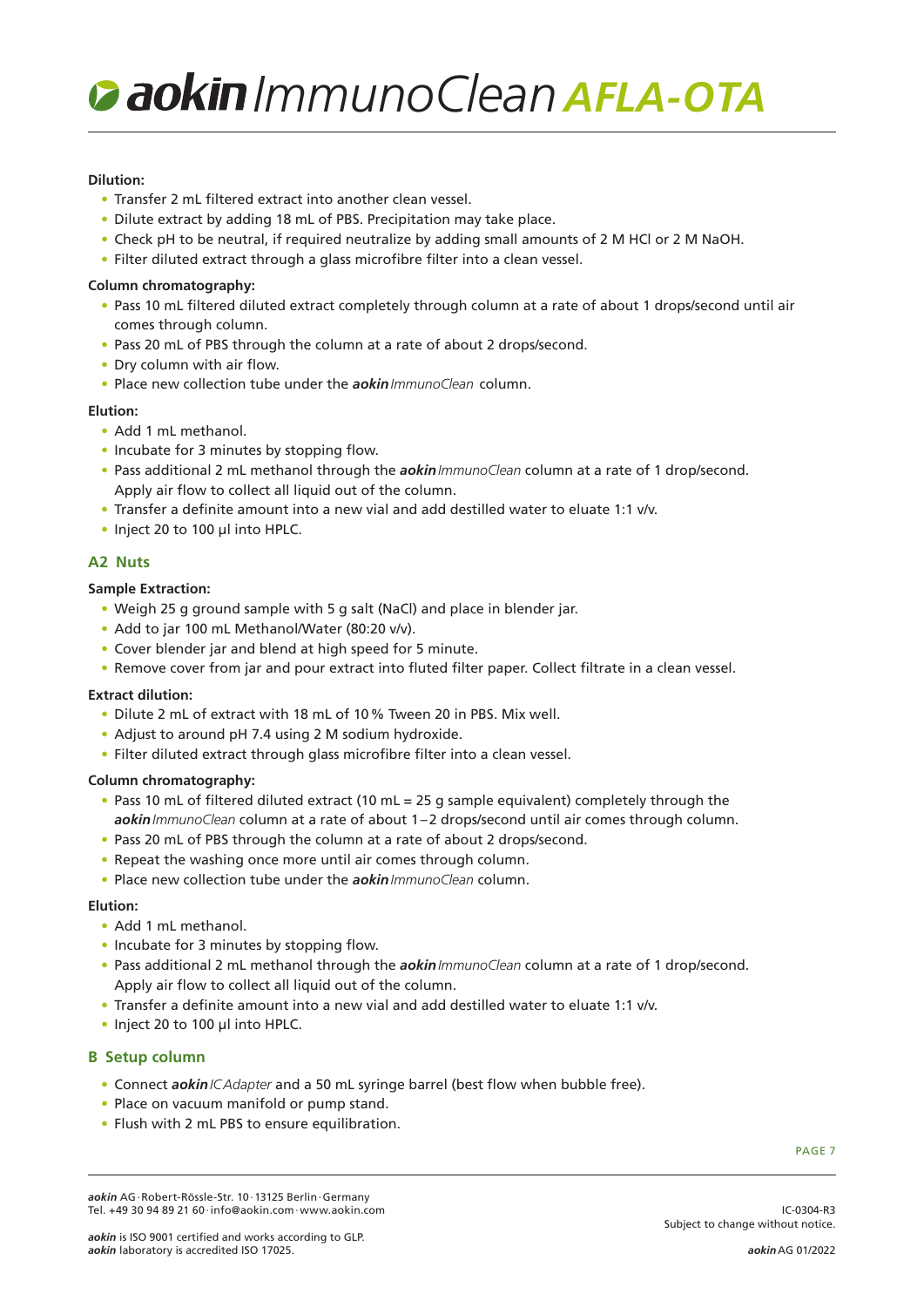**Dilution:**

- Transfer 2 mL filtered extract into another clean vessel.
- Dilute extract by adding 18 mL of PBS. Precipitation may take place.
- Check pH to be neutral, if required neutralize by adding small amounts of 2 M HCl or 2 M NaOH.
- Filter diluted extract through a glass microfibre filter into a clean vessel.

**Column chromatography:**

- Pass 10 mL filtered diluted extract completely through column at a rate of about 1 drops/second until air comes through column.
- Pass 20 mL of PBS through the column at a rate of about 2 drops/second.
- Dry column with air flow.
- Place new collection tube under the ***aokin*** *ImmunoClean* column.

**Elution:**

- Add 1 mL methanol.
- Incubate for 3 minutes by stopping flow.
- Pass additional 2 mL methanol through the ***aokin*** *ImmunoClean* column at a rate of 1 drop/second. Apply air flow to collect all liquid out of the column.
- Transfer a definite amount into a new vial and add destilled water to eluate 1:1 v/v.
- Inject 20 to 100 µl into HPLC.

## A2 Nuts

**Sample Extraction:**

- Weigh 25 g ground sample with 5 g salt (NaCl) and place in blender jar.
- Add to jar 100 mL Methanol/Water (80:20 v/v).
- Cover blender jar and blend at high speed for 5 minute.
- Remove cover from jar and pour extract into fluted filter paper. Collect filtrate in a clean vessel.

**Extract dilution:**

- Dilute 2 mL of extract with 18 mL of 10 % Tween 20 in PBS. Mix well.
- Adjust to around pH 7.4 using 2 M sodium hydroxide.
- Filter diluted extract through glass microfibre filter into a clean vessel.

**Column chromatography:**

- Pass 10 mL of filtered diluted extract (10 mL = 25 g sample equivalent) completely through the ***aokin*** *ImmunoClean* column at a rate of about 1–2 drops/second until air comes through column.
- Pass 20 mL of PBS through the column at a rate of about 2 drops/second.
- Repeat the washing once more until air comes through column.
- Place new collection tube under the ***aokin*** *ImmunoClean* column.

**Elution:**

- Add 1 mL methanol.
- Incubate for 3 minutes by stopping flow.
- Pass additional 2 mL methanol through the ***aokin*** *ImmunoClean* column at a rate of 1 drop/second. Apply air flow to collect all liquid out of the column.
- Transfer a definite amount into a new vial and add destilled water to eluate 1:1 v/v.
- Inject 20 to 100 µl into HPLC.

## B Setup column

- Connect ***aokin*** *ICAdapter* and a 50 mL syringe barrel (best flow when bubble free).
- Place on vacuum manifold or pump stand.
- Flush with 2 mL PBS to ensure equilibration.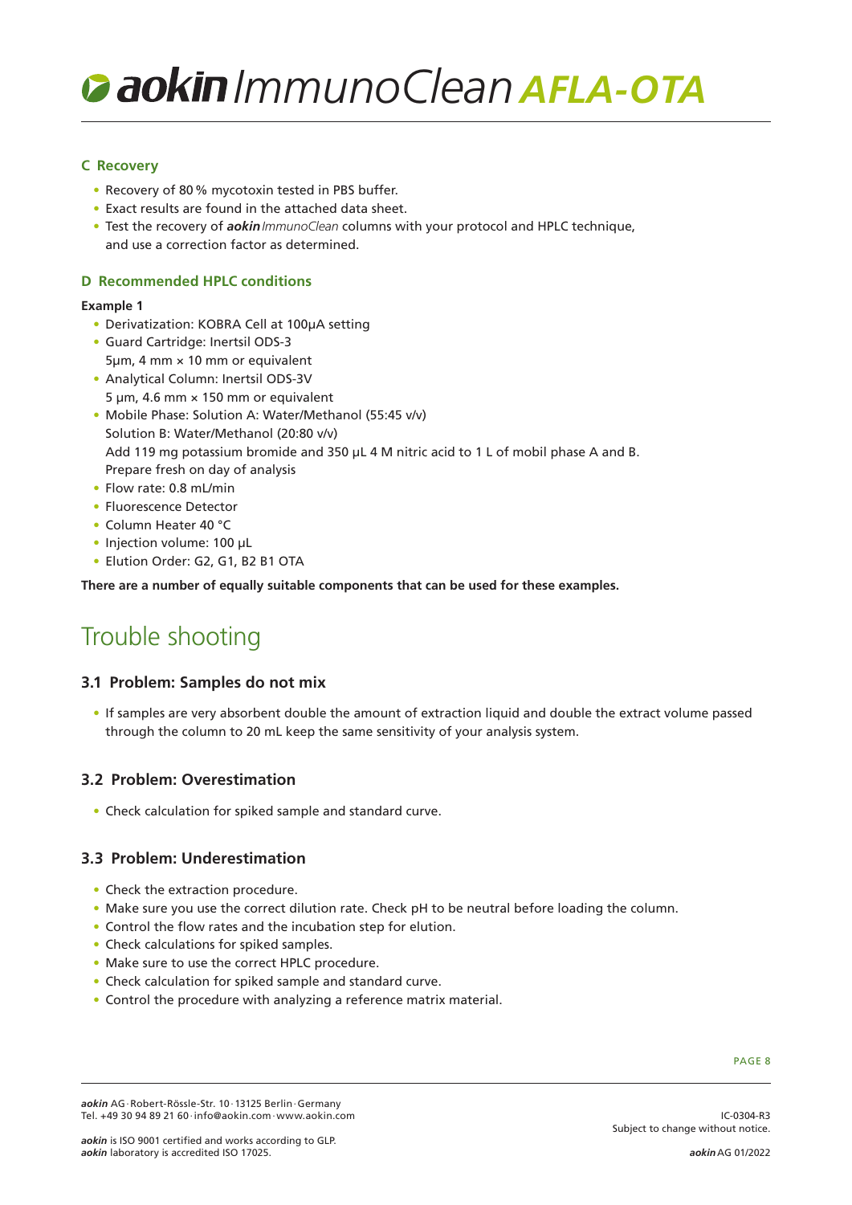## C Recovery

- Recovery of 80 % mycotoxin tested in PBS buffer.
- Exact results are found in the attached data sheet.
- Test the recovery of ***aokin*** *ImmunoClean* columns with your protocol and HPLC technique, and use a correction factor as determined.

## D Recommended HPLC conditions

**Example 1**

- Derivatization: KOBRA Cell at 100µA setting
- Guard Cartridge: Inertsil ODS-3
  5µm, 4 mm × 10 mm or equivalent
- Analytical Column: Inertsil ODS-3V
  5 µm, 4.6 mm × 150 mm or equivalent
- Mobile Phase: Solution A: Water/Methanol (55:45 v/v)
  Solution B: Water/Methanol (20:80 v/v)
  Add 119 mg potassium bromide and 350 µL 4 M nitric acid to 1 L of mobil phase A and B.
  Prepare fresh on day of analysis
- Flow rate: 0.8 mL/min
- Fluorescence Detector
- Column Heater 40 °C
- Injection volume: 100 µL
- Elution Order: G2, G1, B2 B1 OTA

**There are a number of equally suitable components that can be used for these examples.**

# Trouble shooting

### 3.1 Problem: Samples do not mix

- If samples are very absorbent double the amount of extraction liquid and double the extract volume passed through the column to 20 mL keep the same sensitivity of your analysis system.

### 3.2 Problem: Overestimation

- Check calculation for spiked sample and standard curve.

### 3.3 Problem: Underestimation

- Check the extraction procedure.
- Make sure you use the correct dilution rate. Check pH to be neutral before loading the column.
- Control the flow rates and the incubation step for elution.
- Check calculations for spiked samples.
- Make sure to use the correct HPLC procedure.
- Check calculation for spiked sample and standard curve.
- Control the procedure with analyzing a reference matrix material.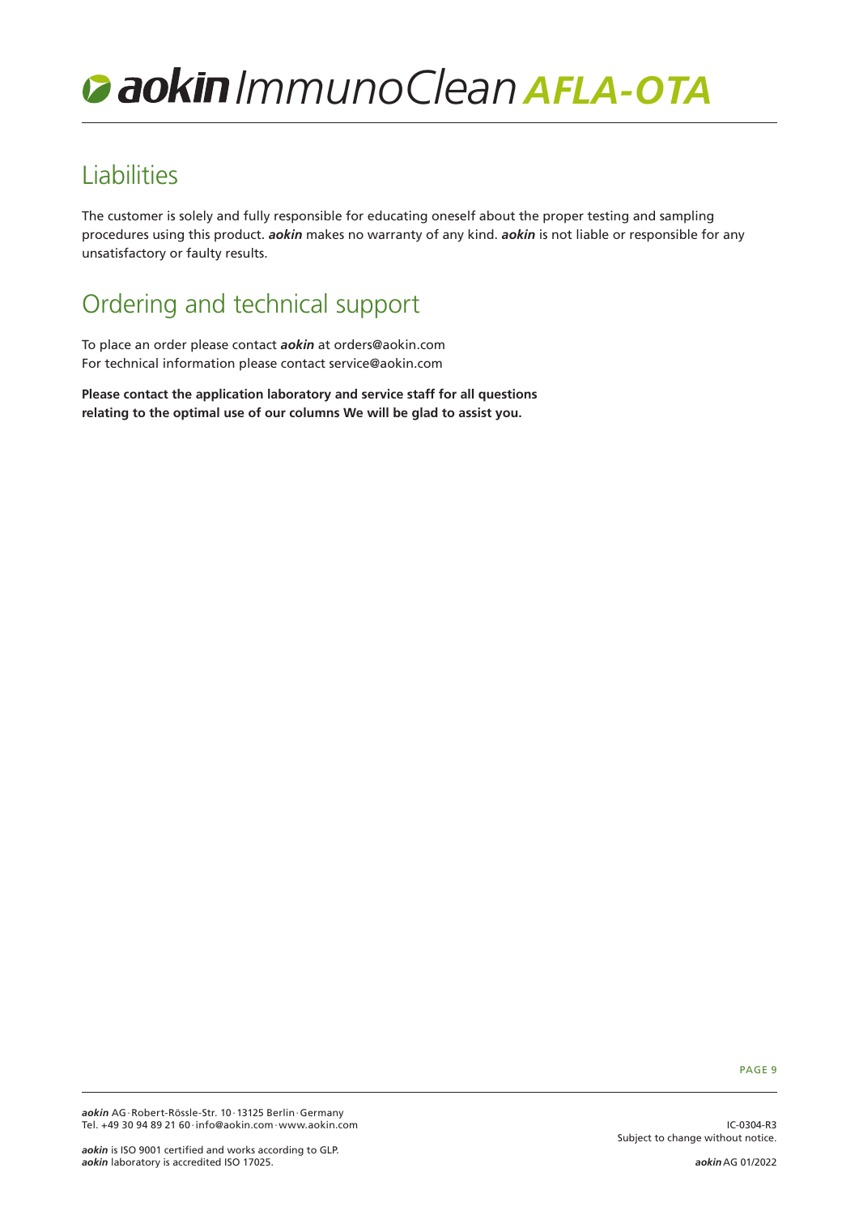## Liabilities

The customer is solely and fully responsible for educating oneself about the proper testing and sampling procedures using this product. ***aokin*** makes no warranty of any kind. ***aokin*** is not liable or responsible for any unsatisfactory or faulty results.

## Ordering and technical support

To place an order please contact ***aokin*** at orders@aokin.com
For technical information please contact service@aokin.com

**Please contact the application laboratory and service staff for all questions relating to the optimal use of our columns We will be glad to assist you.**